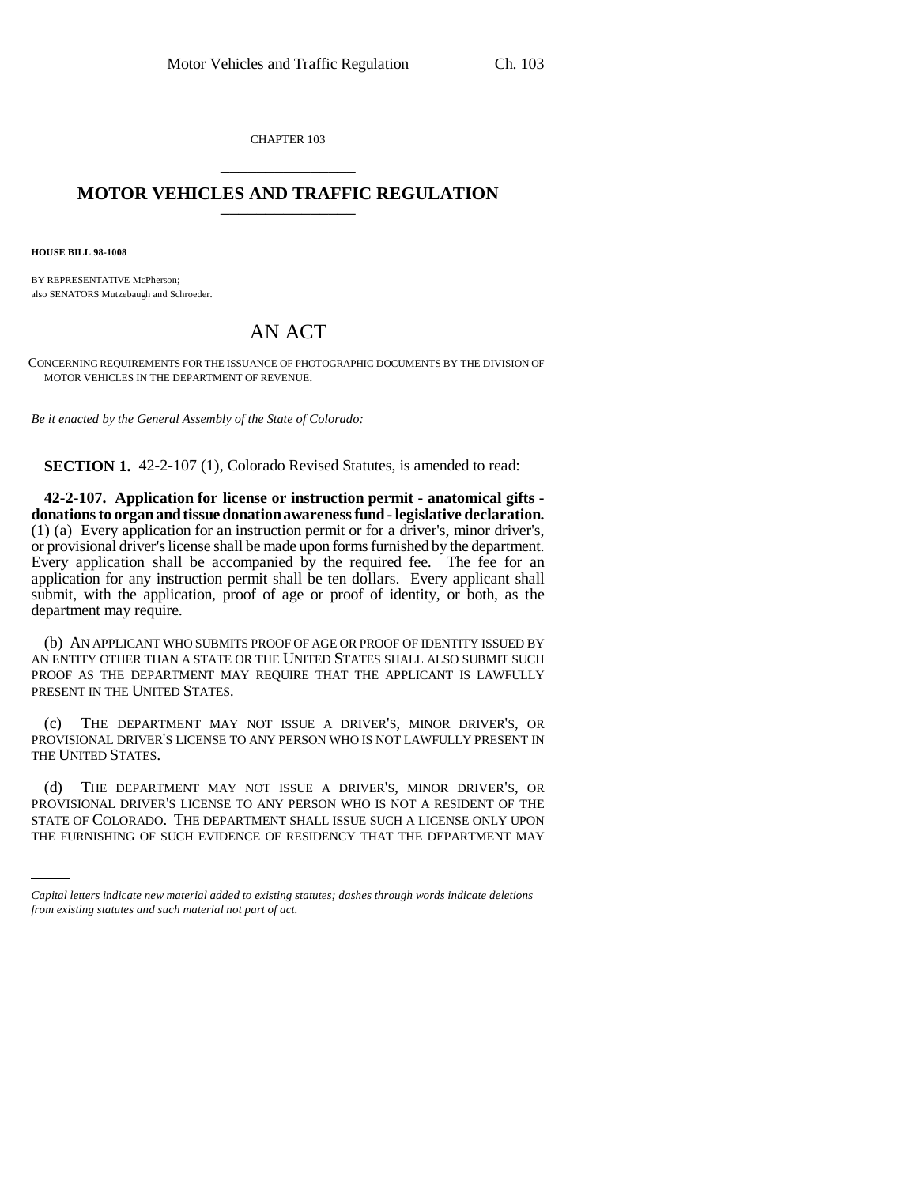CHAPTER 103

# MOTOR VEHICLES AND TRAFFIC REGULATION

**HOUSE BILL 98-1008**

BY REPRESENTATIVE McPherson;
also SENATORS Mutzebaugh and Schroeder.

## AN ACT

CONCERNING REQUIREMENTS FOR THE ISSUANCE OF PHOTOGRAPHIC DOCUMENTS BY THE DIVISION OF MOTOR VEHICLES IN THE DEPARTMENT OF REVENUE.

*Be it enacted by the General Assembly of the State of Colorado:*

**SECTION 1.** 42-2-107 (1), Colorado Revised Statutes, is amended to read:

**42-2-107. Application for license or instruction permit - anatomical gifts - donations to organ and tissue donation awareness fund - legislative declaration.** (1) (a) Every application for an instruction permit or for a driver's, minor driver's, or provisional driver's license shall be made upon forms furnished by the department. Every application shall be accompanied by the required fee. The fee for an application for any instruction permit shall be ten dollars. Every applicant shall submit, with the application, proof of age or proof of identity, or both, as the department may require.

(b) AN APPLICANT WHO SUBMITS PROOF OF AGE OR PROOF OF IDENTITY ISSUED BY AN ENTITY OTHER THAN A STATE OR THE UNITED STATES SHALL ALSO SUBMIT SUCH PROOF AS THE DEPARTMENT MAY REQUIRE THAT THE APPLICANT IS LAWFULLY PRESENT IN THE UNITED STATES.

(c) THE DEPARTMENT MAY NOT ISSUE A DRIVER'S, MINOR DRIVER'S, OR PROVISIONAL DRIVER'S LICENSE TO ANY PERSON WHO IS NOT LAWFULLY PRESENT IN THE UNITED STATES.

(d) THE DEPARTMENT MAY NOT ISSUE A DRIVER'S, MINOR DRIVER'S, OR PROVISIONAL DRIVER'S LICENSE TO ANY PERSON WHO IS NOT A RESIDENT OF THE STATE OF COLORADO. THE DEPARTMENT SHALL ISSUE SUCH A LICENSE ONLY UPON THE FURNISHING OF SUCH EVIDENCE OF RESIDENCY THAT THE DEPARTMENT MAY

*Capital letters indicate new material added to existing statutes; dashes through words indicate deletions from existing statutes and such material not part of act.*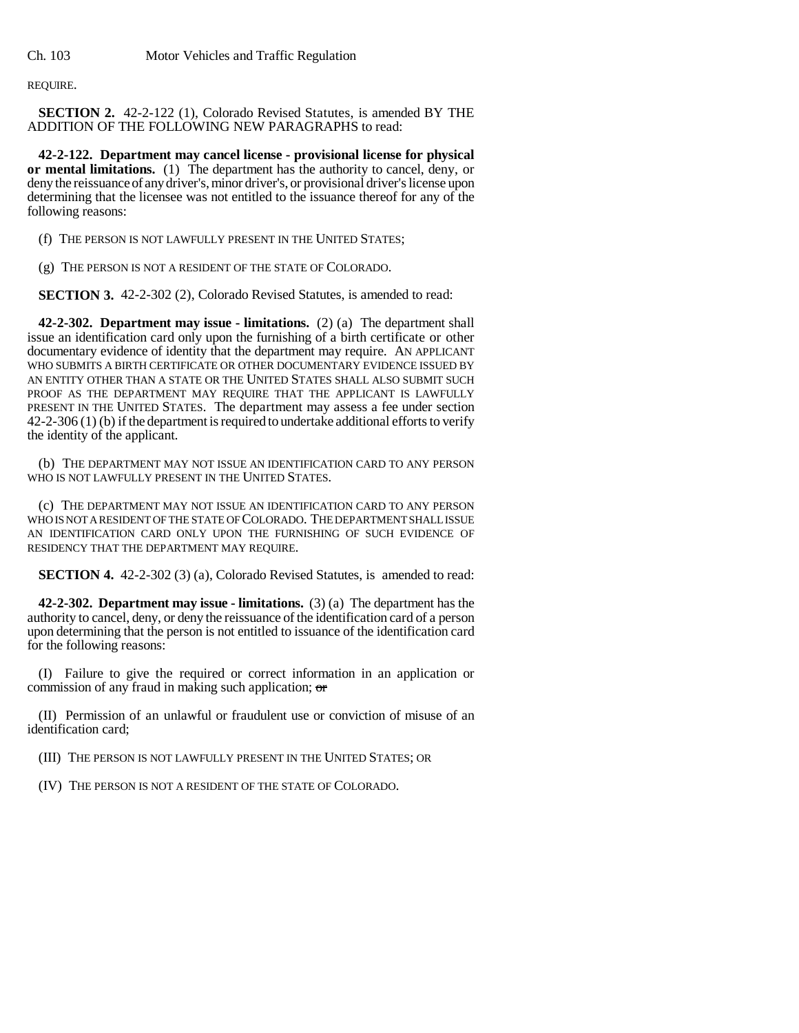REQUIRE.

**SECTION 2.** 42-2-122 (1), Colorado Revised Statutes, is amended BY THE ADDITION OF THE FOLLOWING NEW PARAGRAPHS to read:

**42-2-122. Department may cancel license - provisional license for physical or mental limitations.** (1) The department has the authority to cancel, deny, or deny the reissuance of any driver's, minor driver's, or provisional driver's license upon determining that the licensee was not entitled to the issuance thereof for any of the following reasons:

(f) THE PERSON IS NOT LAWFULLY PRESENT IN THE UNITED STATES;

(g) THE PERSON IS NOT A RESIDENT OF THE STATE OF COLORADO.

**SECTION 3.** 42-2-302 (2), Colorado Revised Statutes, is amended to read:

**42-2-302. Department may issue - limitations.** (2) (a) The department shall issue an identification card only upon the furnishing of a birth certificate or other documentary evidence of identity that the department may require. AN APPLICANT WHO SUBMITS A BIRTH CERTIFICATE OR OTHER DOCUMENTARY EVIDENCE ISSUED BY AN ENTITY OTHER THAN A STATE OR THE UNITED STATES SHALL ALSO SUBMIT SUCH PROOF AS THE DEPARTMENT MAY REQUIRE THAT THE APPLICANT IS LAWFULLY PRESENT IN THE UNITED STATES. The department may assess a fee under section 42-2-306 (1) (b) if the department is required to undertake additional efforts to verify the identity of the applicant.

(b) THE DEPARTMENT MAY NOT ISSUE AN IDENTIFICATION CARD TO ANY PERSON WHO IS NOT LAWFULLY PRESENT IN THE UNITED STATES.

(c) THE DEPARTMENT MAY NOT ISSUE AN IDENTIFICATION CARD TO ANY PERSON WHO IS NOT A RESIDENT OF THE STATE OF COLORADO. THE DEPARTMENT SHALL ISSUE AN IDENTIFICATION CARD ONLY UPON THE FURNISHING OF SUCH EVIDENCE OF RESIDENCY THAT THE DEPARTMENT MAY REQUIRE.

**SECTION 4.** 42-2-302 (3) (a), Colorado Revised Statutes, is amended to read:

**42-2-302. Department may issue - limitations.** (3) (a) The department has the authority to cancel, deny, or deny the reissuance of the identification card of a person upon determining that the person is not entitled to issuance of the identification card for the following reasons:

(I) Failure to give the required or correct information in an application or commission of any fraud in making such application; ~~or~~

(II) Permission of an unlawful or fraudulent use or conviction of misuse of an identification card;

(III) THE PERSON IS NOT LAWFULLY PRESENT IN THE UNITED STATES; OR

(IV) THE PERSON IS NOT A RESIDENT OF THE STATE OF COLORADO.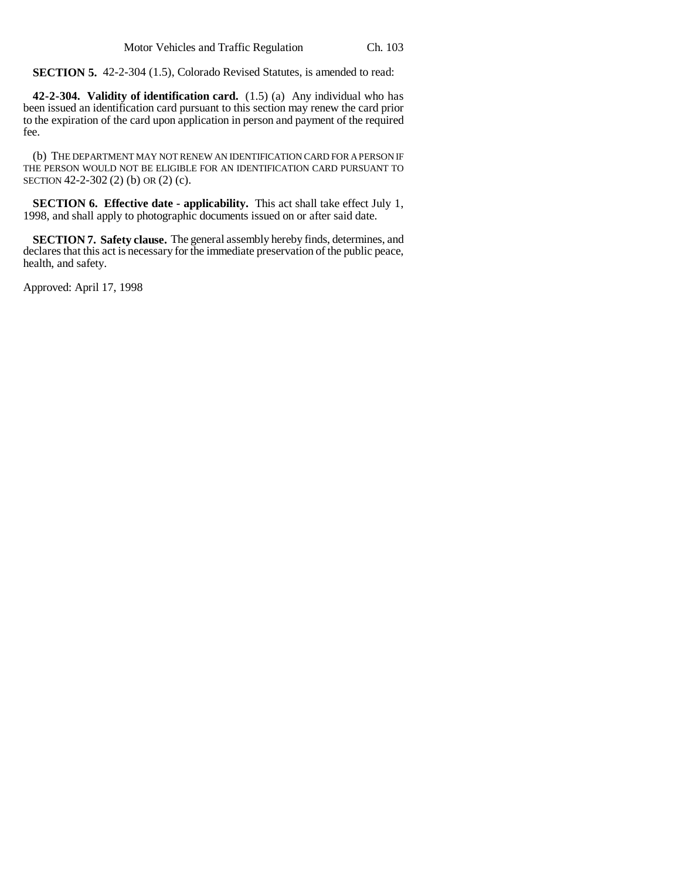**SECTION 5.** 42-2-304 (1.5), Colorado Revised Statutes, is amended to read:

**42-2-304. Validity of identification card.** (1.5) (a) Any individual who has been issued an identification card pursuant to this section may renew the card prior to the expiration of the card upon application in person and payment of the required fee.

(b) THE DEPARTMENT MAY NOT RENEW AN IDENTIFICATION CARD FOR A PERSON IF THE PERSON WOULD NOT BE ELIGIBLE FOR AN IDENTIFICATION CARD PURSUANT TO SECTION 42-2-302 (2) (b) OR (2) (c).

**SECTION 6. Effective date - applicability.** This act shall take effect July 1, 1998, and shall apply to photographic documents issued on or after said date.

**SECTION 7. Safety clause.** The general assembly hereby finds, determines, and declares that this act is necessary for the immediate preservation of the public peace, health, and safety.

Approved: April 17, 1998